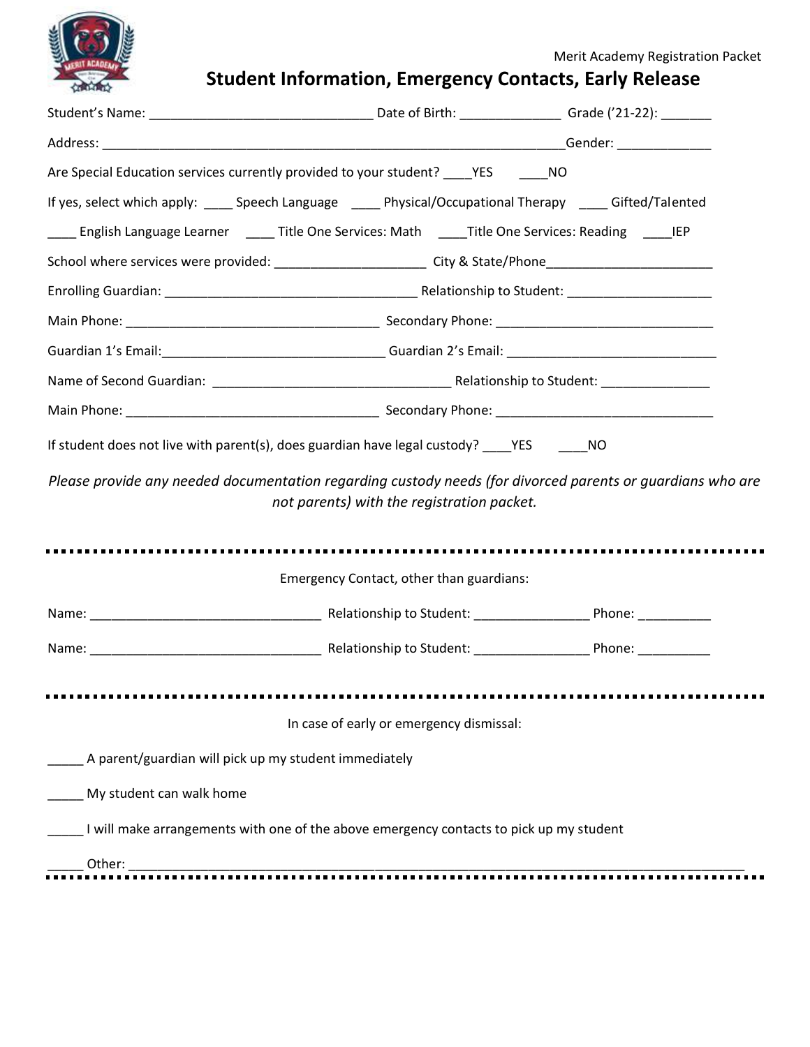Merit Academy Registration Packet

# Student Information, Emergency Contacts, Early Release

Student's Name: _______________________________ Date of Birth: ______________ Grade ('21-22): _______

Address: _________________________________________________________________Gender: _____________

Are Special Education services currently provided to your student? ____YES ____NO

If yes, select which apply: ____ Speech Language ____ Physical/Occupational Therapy ____ Gifted/Talented

____ English Language Learner ____ Title One Services: Math ____Title One Services: Reading ____IEP

School where services were provided: _____________________ City & State/Phone_______________________

Enrolling Guardian: ___________________________________ Relationship to Student: ____________________

Main Phone: ___________________________________ Secondary Phone: ______________________________

Guardian 1's Email:_______________________________ Guardian 2's Email: ______________________________

Name of Second Guardian: _________________________________ Relationship to Student: _______________

Main Phone: ___________________________________ Secondary Phone: ______________________________

If student does not live with parent(s), does guardian have legal custody? ____YES ____NO

*Please provide any needed documentation regarding custody needs (for divorced parents or guardians who are not parents) with the registration packet.*

---

Emergency Contact, other than guardians:

Name: ________________________________ Relationship to Student: ________________ Phone: __________

Name: ________________________________ Relationship to Student: ________________ Phone: __________

---

In case of early or emergency dismissal:

_____ A parent/guardian will pick up my student immediately

_____ My student can walk home

_____ I will make arrangements with one of the above emergency contacts to pick up my student

_____ Other: _____________________________________________________________________________________

---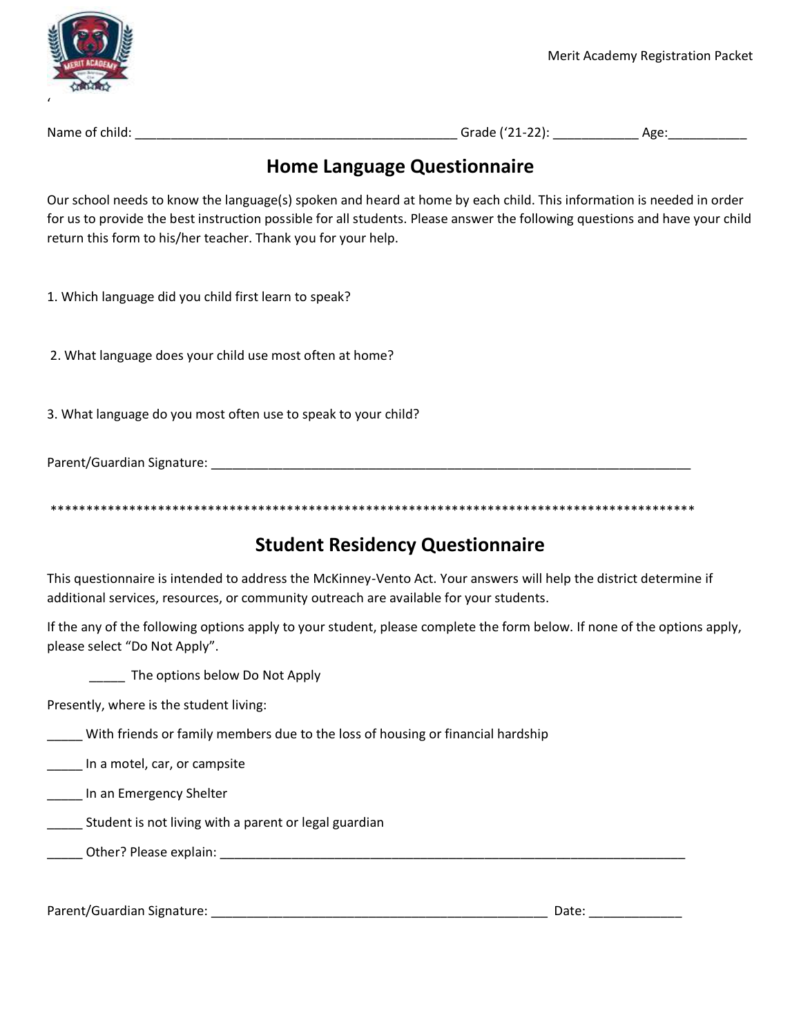Name of child: ____________________________________________ Grade ('21-22): ___________ Age:__________

## Home Language Questionnaire

Our school needs to know the language(s) spoken and heard at home by each child. This information is needed in order for us to provide the best instruction possible for all students. Please answer the following questions and have your child return this form to his/her teacher. Thank you for your help.

1. Which language did you child first learn to speak?

2. What language does your child use most often at home?

3. What language do you most often use to speak to your child?

Parent/Guardian Signature: __________________________________________________________________

**********************************************************************************************

## Student Residency Questionnaire

This questionnaire is intended to address the McKinney-Vento Act. Your answers will help the district determine if additional services, resources, or community outreach are available for your students.

If the any of the following options apply to your student, please complete the form below. If none of the options apply, please select "Do Not Apply".

_____ The options below Do Not Apply

Presently, where is the student living:

_____ With friends or family members due to the loss of housing or financial hardship

_____ In a motel, car, or campsite

_____ In an Emergency Shelter

_____ Student is not living with a parent or legal guardian

_____ Other? Please explain: _________________________________________________________________

Parent/Guardian Signature: _______________________________________________ Date: ____________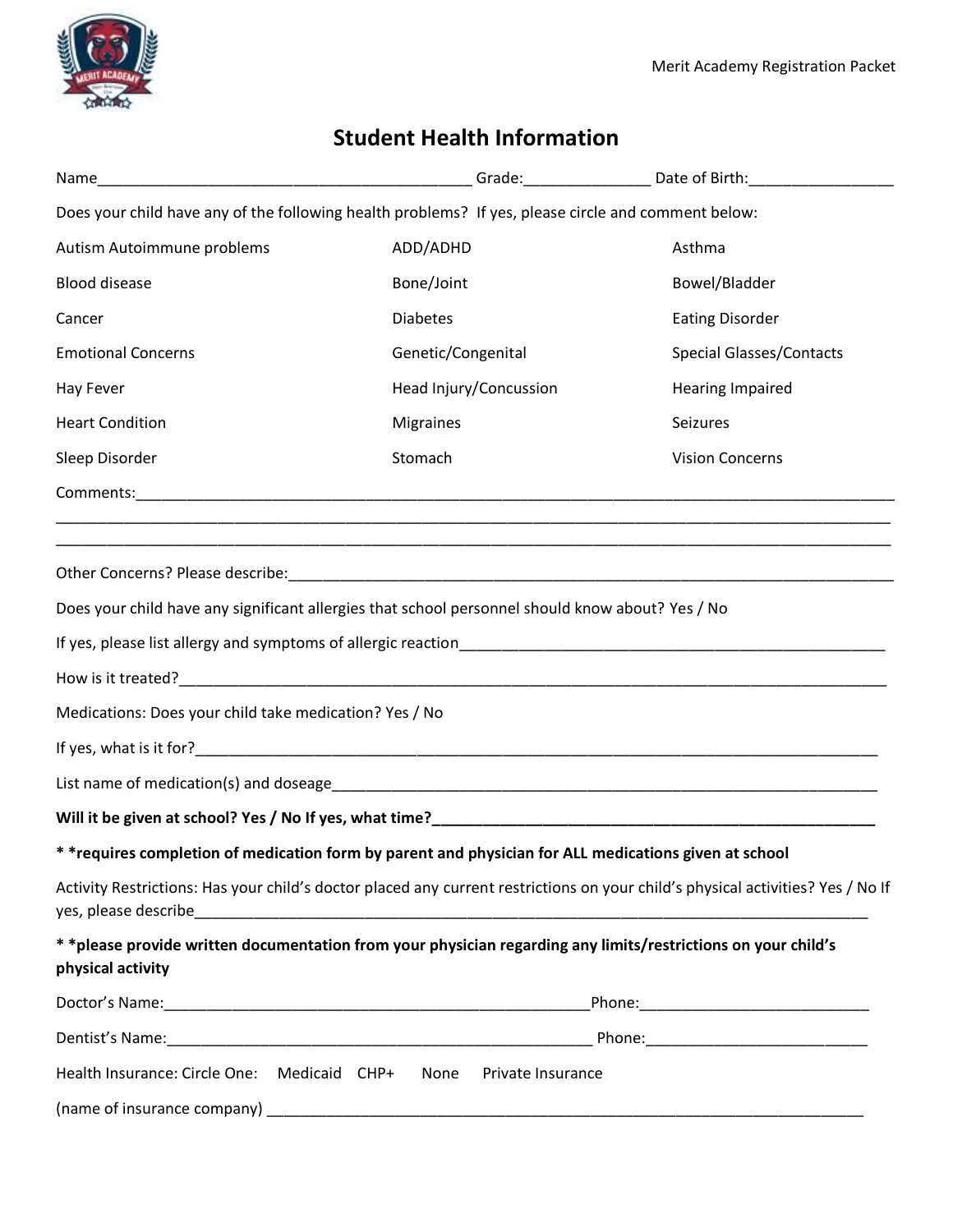# Student Health Information

Name___________________________________________ Grade:______________ Date of Birth:________________

Does your child have any of the following health problems? If yes, please circle and comment below:

| | | |
|---|---|---|
| Autism Autoimmune problems | ADD/ADHD | Asthma |
| Blood disease | Bone/Joint | Bowel/Bladder |
| Cancer | Diabetes | Eating Disorder |
| Emotional Concerns | Genetic/Congenital | Special Glasses/Contacts |
| Hay Fever | Head Injury/Concussion | Hearing Impaired |
| Heart Condition | Migraines | Seizures |
| Sleep Disorder | Stomach | Vision Concerns |

Comments:____________________________________________________________________________________________

______________________________________________________________________________________________________

______________________________________________________________________________________________________

Other Concerns? Please describe:_________________________________________________________________________

Does your child have any significant allergies that school personnel should know about? Yes / No

If yes, please list allergy and symptoms of allergic reaction__________________________________________________

How is it treated?_______________________________________________________________________________

Medications: Does your child take medication? Yes / No

If yes, what is it for?_____________________________________________________________________________

List name of medication(s) and doseage______________________________________________________________

**Will it be given at school? Yes / No If yes, what time?__________________________________________________**

**\* \*requires completion of medication form by parent and physician for ALL medications given at school**

Activity Restrictions: Has your child's doctor placed any current restrictions on your child's physical activities? Yes / No If yes, please describe_________________________________________________________________________________

**\* \*please provide written documentation from your physician regarding any limits/restrictions on your child's physical activity**

Doctor's Name:__________________________________________________Phone:__________________________

Dentist's Name:__________________________________________________ Phone:_________________________

Health Insurance: Circle One: Medicaid CHP+ None Private Insurance

(name of insurance company) ______________________________________________________________________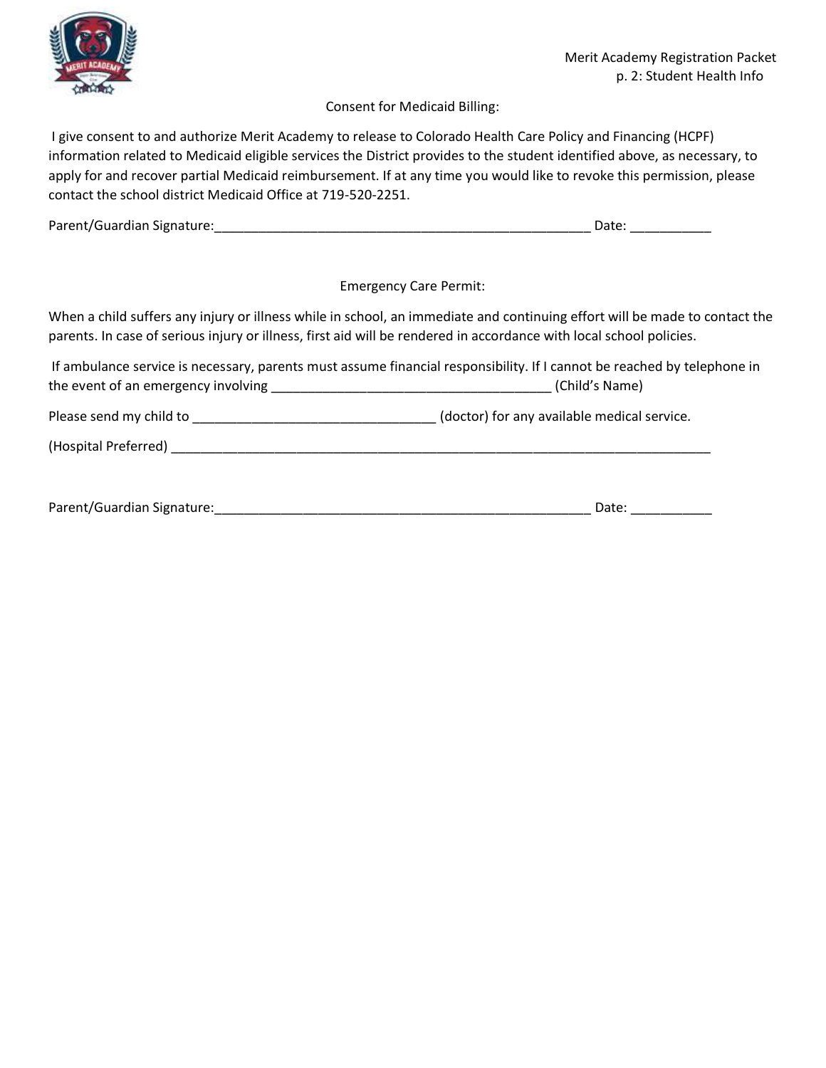## Consent for Medicaid Billing:

I give consent to and authorize Merit Academy to release to Colorado Health Care Policy and Financing (HCPF) information related to Medicaid eligible services the District provides to the student identified above, as necessary, to apply for and recover partial Medicaid reimbursement. If at any time you would like to revoke this permission, please contact the school district Medicaid Office at 719-520-2251.

Parent/Guardian Signature:_____________________________________________________ Date: ___________

## Emergency Care Permit:

When a child suffers any injury or illness while in school, an immediate and continuing effort will be made to contact the parents. In case of serious injury or illness, first aid will be rendered in accordance with local school policies.

If ambulance service is necessary, parents must assume financial responsibility. If I cannot be reached by telephone in the event of an emergency involving _____________________________________ (Child's Name)

Please send my child to ________________________________ (doctor) for any available medical service.

(Hospital Preferred) ___________________________________________________________________________

Parent/Guardian Signature:_____________________________________________________ Date: ___________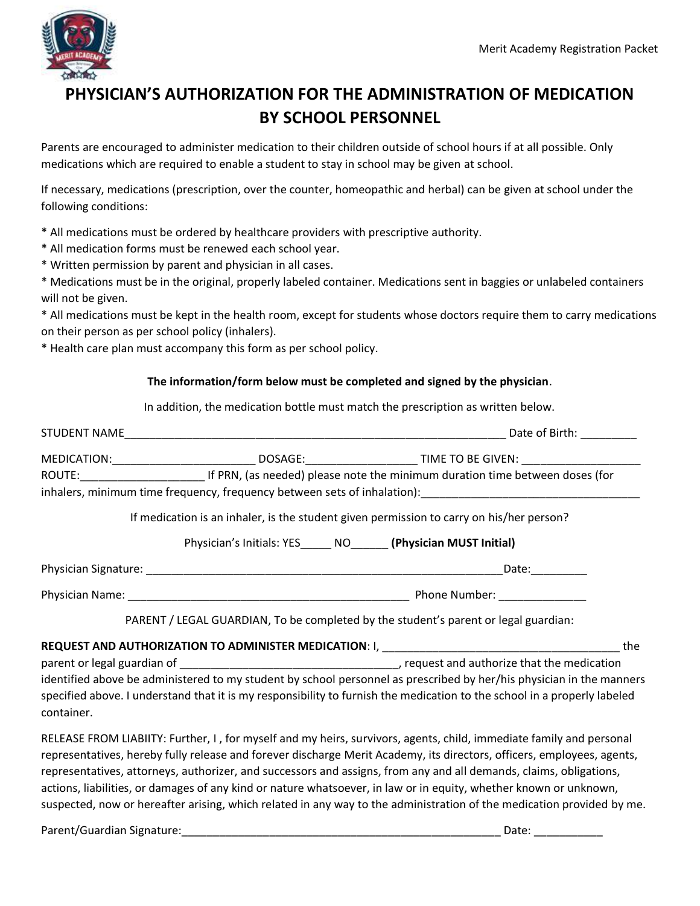# PHYSICIAN'S AUTHORIZATION FOR THE ADMINISTRATION OF MEDICATION BY SCHOOL PERSONNEL

Parents are encouraged to administer medication to their children outside of school hours if at all possible. Only medications which are required to enable a student to stay in school may be given at school.

If necessary, medications (prescription, over the counter, homeopathic and herbal) can be given at school under the following conditions:

* All medications must be ordered by healthcare providers with prescriptive authority.
* All medication forms must be renewed each school year.
* Written permission by parent and physician in all cases.
* Medications must be in the original, properly labeled container. Medications sent in baggies or unlabeled containers will not be given.
* All medications must be kept in the health room, except for students whose doctors require them to carry medications on their person as per school policy (inhalers).
* Health care plan must accompany this form as per school policy.

**The information/form below must be completed and signed by the physician**.

In addition, the medication bottle must match the prescription as written below.

STUDENT NAME_______________________________________________________________ Date of Birth: _________

MEDICATION:_______________________ DOSAGE:_________________ TIME TO BE GIVEN: ___________________
ROUTE:___________________ If PRN, (as needed) please note the minimum duration time between doses (for inhalers, minimum time frequency, frequency between sets of inhalation):___________________________________

If medication is an inhaler, is the student given permission to carry on his/her person?

Physician's Initials: YES_____ NO______ **(Physician MUST Initial)**

Physician Signature: __________________________________________________________Date:_________

Physician Name: _____________________________________________ Phone Number: _____________

PARENT / LEGAL GUARDIAN, To be completed by the student's parent or legal guardian:

**REQUEST AND AUTHORIZATION TO ADMINISTER MEDICATION**: I, ______________________________________ the parent or legal guardian of __________________________________, request and authorize that the medication identified above be administered to my student by school personnel as prescribed by her/his physician in the manners specified above. I understand that it is my responsibility to furnish the medication to the school in a properly labeled container.

RELEASE FROM LIABIITY: Further, I , for myself and my heirs, survivors, agents, child, immediate family and personal representatives, hereby fully release and forever discharge Merit Academy, its directors, officers, employees, agents, representatives, attorneys, authorizer, and successors and assigns, from any and all demands, claims, obligations, actions, liabilities, or damages of any kind or nature whatsoever, in law or in equity, whether known or unknown, suspected, now or hereafter arising, which related in any way to the administration of the medication provided by me.

Parent/Guardian Signature:____________________________________________________ Date: ___________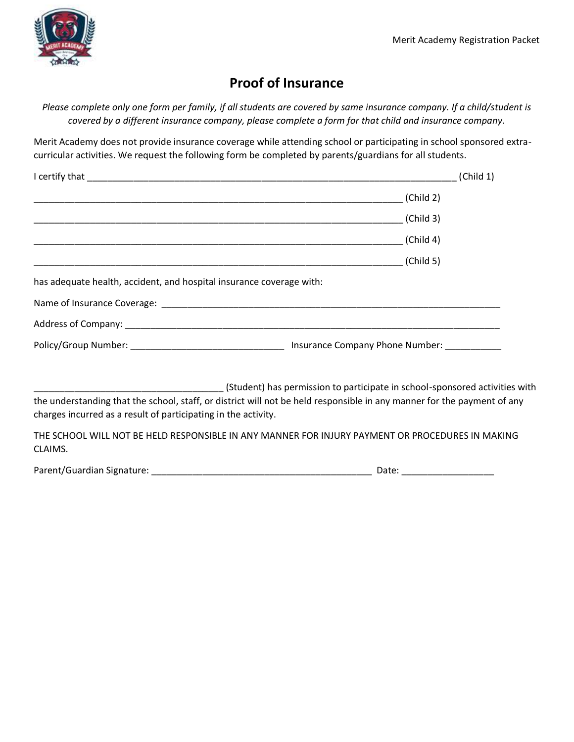# Proof of Insurance

*Please complete only one form per family, if all students are covered by same insurance company. If a child/student is covered by a different insurance company, please complete a form for that child and insurance company.*

Merit Academy does not provide insurance coverage while attending school or participating in school sponsored extra-curricular activities. We request the following form be completed by parents/guardians for all students.

I certify that ___________________________________________________________________________ (Child 1)

___________________________________________________________________________ (Child 2)

___________________________________________________________________________ (Child 3)

___________________________________________________________________________ (Child 4)

___________________________________________________________________________ (Child 5)

has adequate health, accident, and hospital insurance coverage with:

Name of Insurance Coverage: ______________________________________________________________________

Address of Company: ______________________________________________________________________________

Policy/Group Number: ______________________________ Insurance Company Phone Number: ___________

____________________________________ (Student) has permission to participate in school-sponsored activities with the understanding that the school, staff, or district will not be held responsible in any manner for the payment of any charges incurred as a result of participating in the activity.

THE SCHOOL WILL NOT BE HELD RESPONSIBLE IN ANY MANNER FOR INJURY PAYMENT OR PROCEDURES IN MAKING CLAIMS.

Parent/Guardian Signature: ____________________________________________ Date: __________________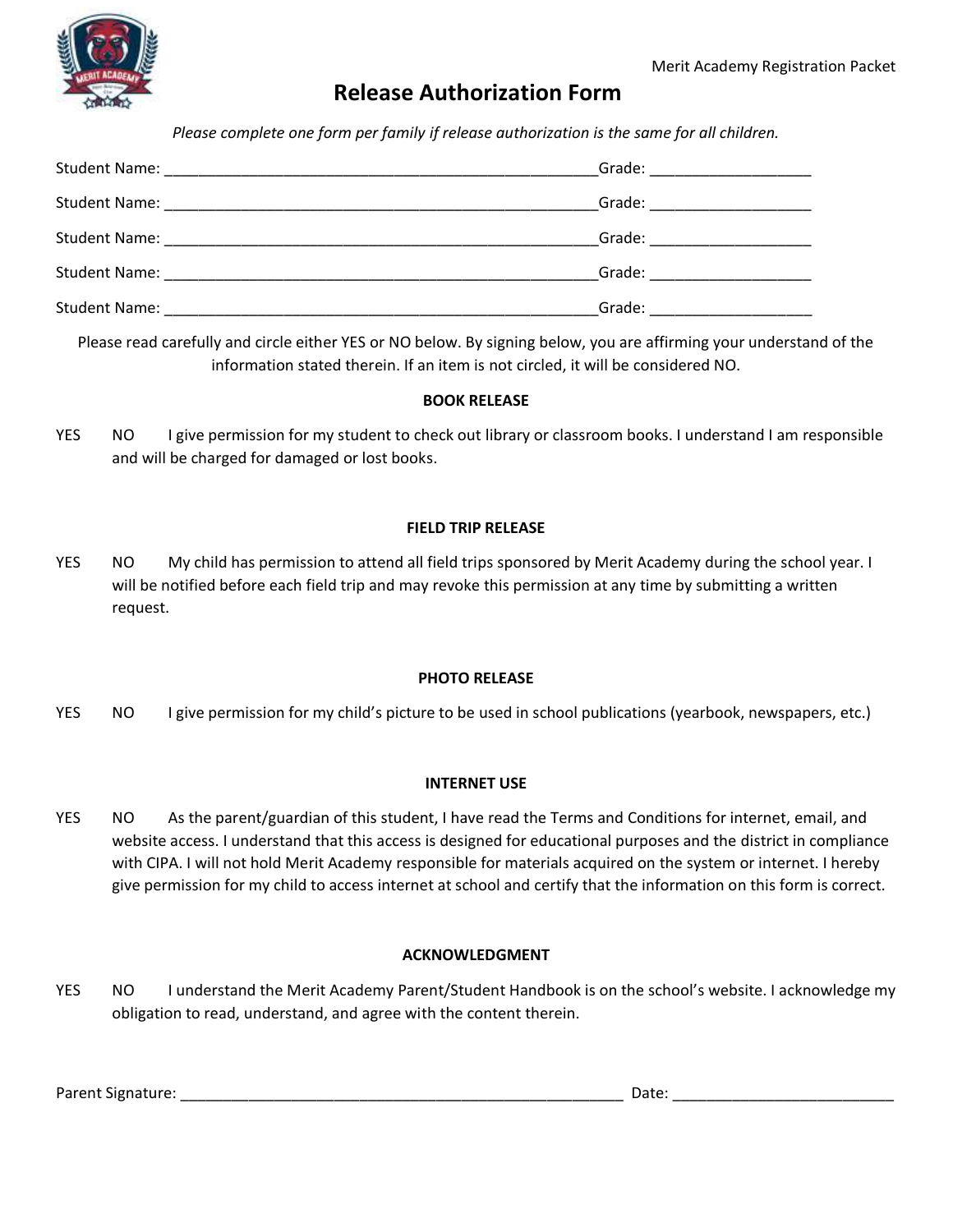# Release Authorization Form

*Please complete one form per family if release authorization is the same for all children.*

Student Name: ____________________________________________________ Grade: ___________________

Student Name: ____________________________________________________ Grade: ___________________

Student Name: ____________________________________________________ Grade: ___________________

Student Name: ____________________________________________________ Grade: ___________________

Student Name: ____________________________________________________ Grade: ___________________

Please read carefully and circle either YES or NO below. By signing below, you are affirming your understand of the information stated therein. If an item is not circled, it will be considered NO.

**BOOK RELEASE**

YES NO I give permission for my student to check out library or classroom books. I understand I am responsible and will be charged for damaged or lost books.

**FIELD TRIP RELEASE**

YES NO My child has permission to attend all field trips sponsored by Merit Academy during the school year. I will be notified before each field trip and may revoke this permission at any time by submitting a written request.

**PHOTO RELEASE**

YES NO I give permission for my child's picture to be used in school publications (yearbook, newspapers, etc.)

**INTERNET USE**

YES NO As the parent/guardian of this student, I have read the Terms and Conditions for internet, email, and website access. I understand that this access is designed for educational purposes and the district in compliance with CIPA. I will not hold Merit Academy responsible for materials acquired on the system or internet. I hereby give permission for my child to access internet at school and certify that the information on this form is correct.

**ACKNOWLEDGMENT**

YES NO I understand the Merit Academy Parent/Student Handbook is on the school's website. I acknowledge my obligation to read, understand, and agree with the content therein.

Parent Signature: ______________________________________________________ Date: __________________________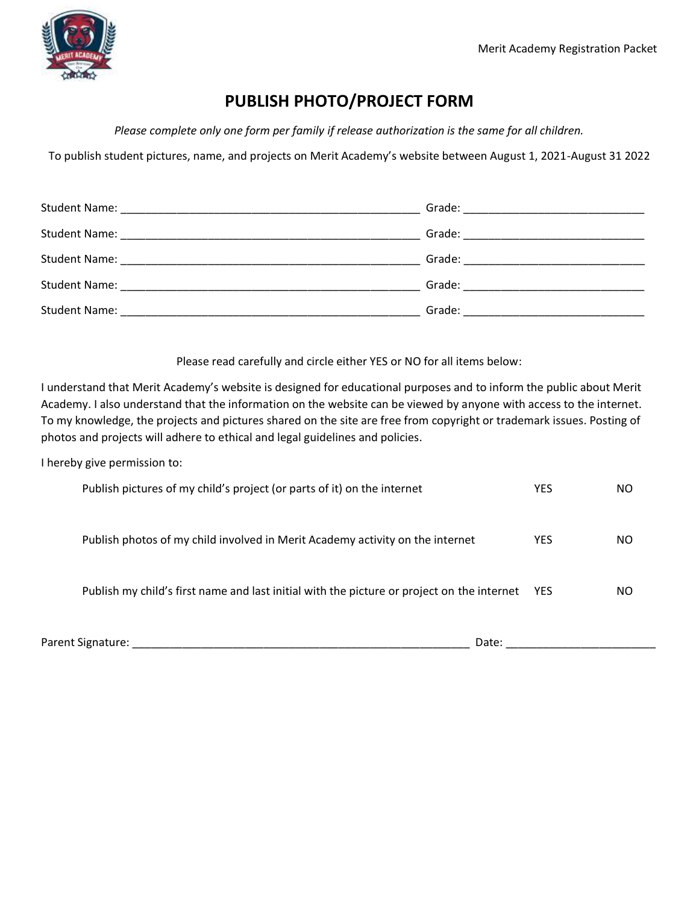# PUBLISH PHOTO/PROJECT FORM

*Please complete only one form per family if release authorization is the same for all children.*

To publish student pictures, name, and projects on Merit Academy's website between August 1, 2021-August 31 2022

Student Name: ________________________________________________ Grade: _____________________________

Student Name: ________________________________________________ Grade: _____________________________

Student Name: ________________________________________________ Grade: _____________________________

Student Name: ________________________________________________ Grade: _____________________________

Student Name: ________________________________________________ Grade: _____________________________

Please read carefully and circle either YES or NO for all items below:

I understand that Merit Academy's website is designed for educational purposes and to inform the public about Merit Academy. I also understand that the information on the website can be viewed by anyone with access to the internet. To my knowledge, the projects and pictures shared on the site are free from copyright or trademark issues. Posting of photos and projects will adhere to ethical and legal guidelines and policies.

I hereby give permission to:

| | | |
|---|---|---|
| Publish pictures of my child's project (or parts of it) on the internet | YES | NO |
| Publish photos of my child involved in Merit Academy activity on the internet | YES | NO |
| Publish my child's first name and last initial with the picture or project on the internet | YES | NO |

Parent Signature: ______________________________________________________ Date: _______________________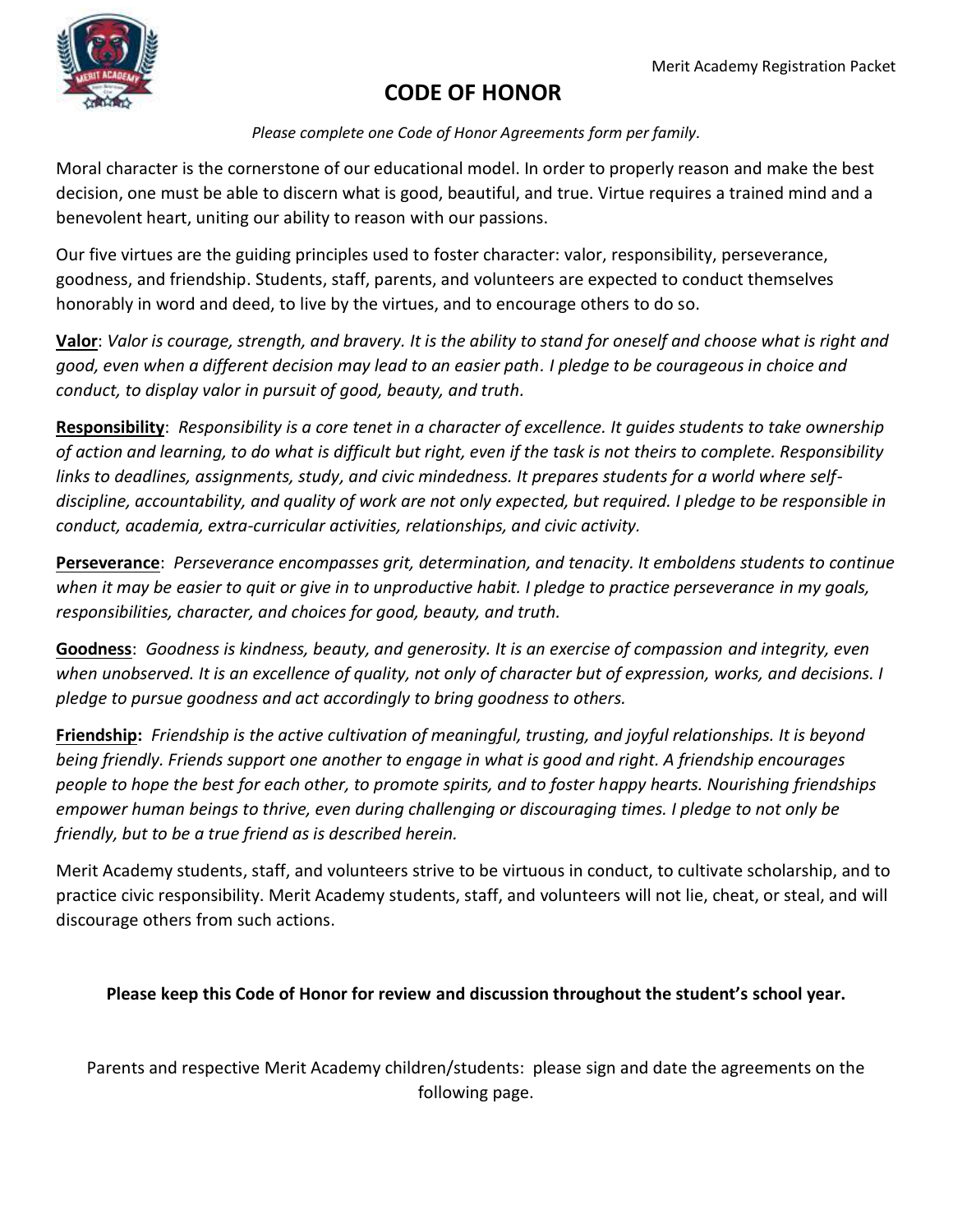# CODE OF HONOR

*Please complete one Code of Honor Agreements form per family.*

Moral character is the cornerstone of our educational model. In order to properly reason and make the best decision, one must be able to discern what is good, beautiful, and true. Virtue requires a trained mind and a benevolent heart, uniting our ability to reason with our passions.

Our five virtues are the guiding principles used to foster character: valor, responsibility, perseverance, goodness, and friendship. Students, staff, parents, and volunteers are expected to conduct themselves honorably in word and deed, to live by the virtues, and to encourage others to do so.

**Valor**: *Valor is courage, strength, and bravery. It is the ability to stand for oneself and choose what is right and good, even when a different decision may lead to an easier path. I pledge to be courageous in choice and conduct, to display valor in pursuit of good, beauty, and truth.*

**Responsibility**: *Responsibility is a core tenet in a character of excellence. It guides students to take ownership of action and learning, to do what is difficult but right, even if the task is not theirs to complete. Responsibility links to deadlines, assignments, study, and civic mindedness. It prepares students for a world where self-discipline, accountability, and quality of work are not only expected, but required. I pledge to be responsible in conduct, academia, extra-curricular activities, relationships, and civic activity.*

**Perseverance**: *Perseverance encompasses grit, determination, and tenacity. It emboldens students to continue when it may be easier to quit or give in to unproductive habit. I pledge to practice perseverance in my goals, responsibilities, character, and choices for good, beauty, and truth.*

**Goodness**: *Goodness is kindness, beauty, and generosity. It is an exercise of compassion and integrity, even when unobserved. It is an excellence of quality, not only of character but of expression, works, and decisions. I pledge to pursue goodness and act accordingly to bring goodness to others.*

**Friendship:** *Friendship is the active cultivation of meaningful, trusting, and joyful relationships. It is beyond being friendly. Friends support one another to engage in what is good and right. A friendship encourages people to hope the best for each other, to promote spirits, and to foster happy hearts. Nourishing friendships empower human beings to thrive, even during challenging or discouraging times. I pledge to not only be friendly, but to be a true friend as is described herein.*

Merit Academy students, staff, and volunteers strive to be virtuous in conduct, to cultivate scholarship, and to practice civic responsibility. Merit Academy students, staff, and volunteers will not lie, cheat, or steal, and will discourage others from such actions.

**Please keep this Code of Honor for review and discussion throughout the student's school year.**

Parents and respective Merit Academy children/students: please sign and date the agreements on the following page.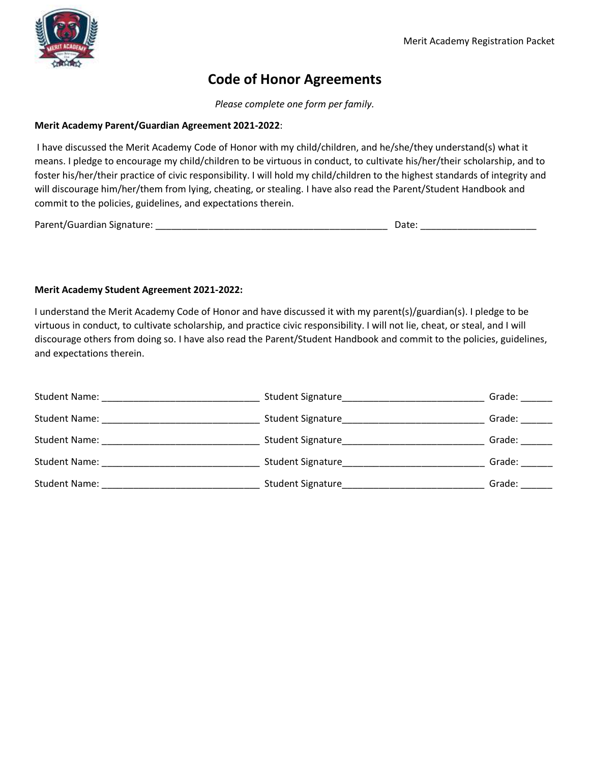# Code of Honor Agreements

*Please complete one form per family.*

**Merit Academy Parent/Guardian Agreement 2021-2022**:

I have discussed the Merit Academy Code of Honor with my child/children, and he/she/they understand(s) what it means. I pledge to encourage my child/children to be virtuous in conduct, to cultivate his/her/their scholarship, and to foster his/her/their practice of civic responsibility. I will hold my child/children to the highest standards of integrity and will discourage him/her/them from lying, cheating, or stealing. I have also read the Parent/Student Handbook and commit to the policies, guidelines, and expectations therein.

Parent/Guardian Signature: _____________________________________________ Date: ______________________

**Merit Academy Student Agreement 2021-2022:**

I understand the Merit Academy Code of Honor and have discussed it with my parent(s)/guardian(s). I pledge to be virtuous in conduct, to cultivate scholarship, and practice civic responsibility. I will not lie, cheat, or steal, and I will discourage others from doing so. I have also read the Parent/Student Handbook and commit to the policies, guidelines, and expectations therein.

Student Name: ______________________________ Student Signature___________________________ Grade: ______

Student Name: ______________________________ Student Signature___________________________ Grade: ______

Student Name: ______________________________ Student Signature___________________________ Grade: ______

Student Name: ______________________________ Student Signature___________________________ Grade: ______

Student Name: ______________________________ Student Signature___________________________ Grade: ______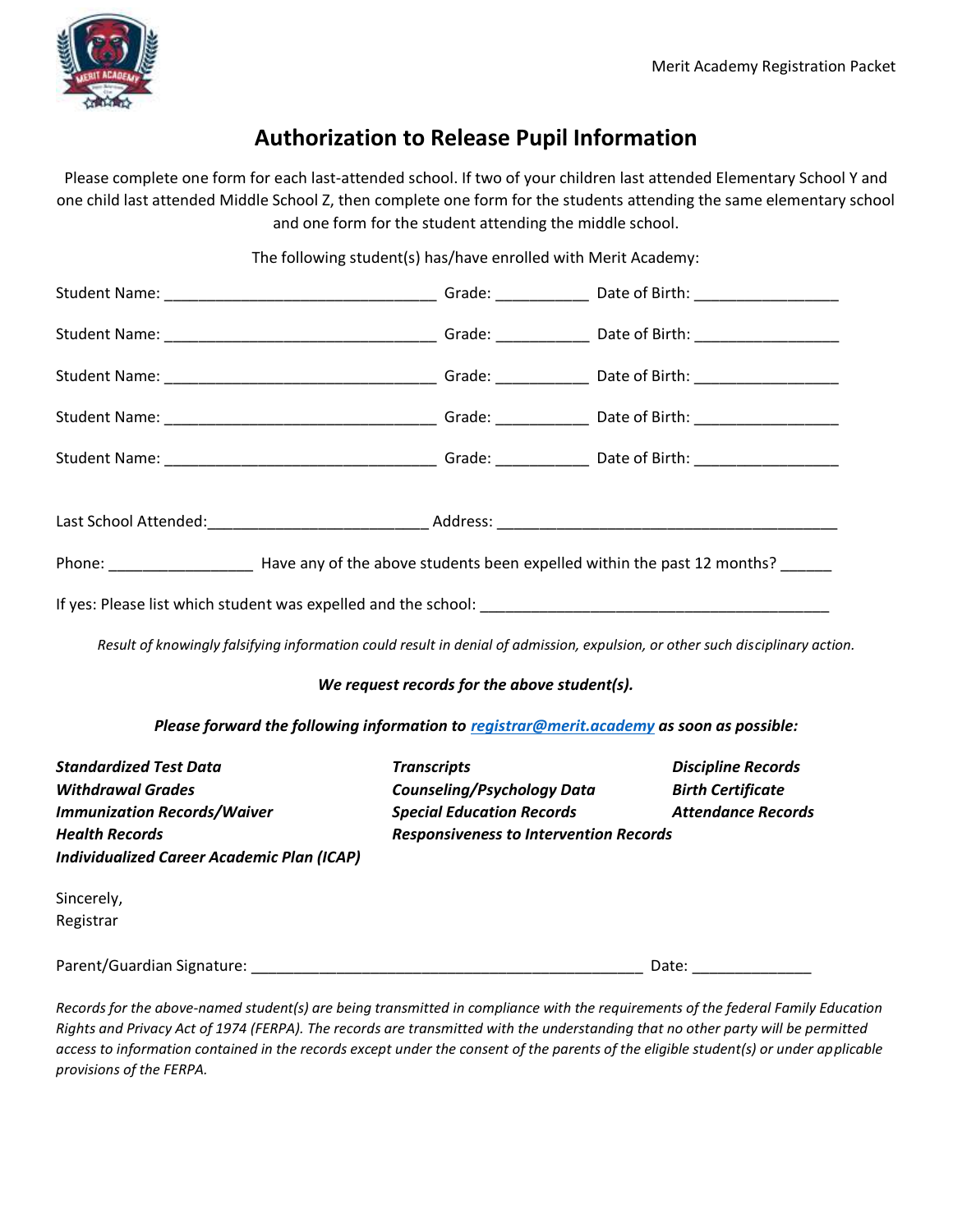# Authorization to Release Pupil Information

Please complete one form for each last-attended school. If two of your children last attended Elementary School Y and one child last attended Middle School Z, then complete one form for the students attending the same elementary school and one form for the student attending the middle school.

The following student(s) has/have enrolled with Merit Academy:

Student Name: ________________________________ Grade: ___________ Date of Birth: _________________

Student Name: ________________________________ Grade: ___________ Date of Birth: _________________

Student Name: ________________________________ Grade: ___________ Date of Birth: _________________

Student Name: ________________________________ Grade: ___________ Date of Birth: _________________

Student Name: ________________________________ Grade: ___________ Date of Birth: _________________

Last School Attended:__________________________ Address: ________________________________________

Phone: _________________ Have any of the above students been expelled within the past 12 months? ______

If yes: Please list which student was expelled and the school: _________________________________________

*Result of knowingly falsifying information could result in denial of admission, expulsion, or other such disciplinary action.*

***We request records for the above student(s).***

***Please forward the following information to [registrar@merit.academy](mailto:registrar@merit.academy) as soon as possible:***

***Standardized Test Data***
***Withdrawal Grades***
***Immunization Records/Waiver***
***Health Records***
***Individualized Career Academic Plan (ICAP)***
***Transcripts***
***Counseling/Psychology Data***
***Special Education Records***
***Responsiveness to Intervention Records***
***Discipline Records***
***Birth Certificate***
***Attendance Records***

Sincerely,
Registrar

Parent/Guardian Signature: _______________________________________________ Date: ______________

*Records for the above-named student(s) are being transmitted in compliance with the requirements of the federal Family Education Rights and Privacy Act of 1974 (FERPA). The records are transmitted with the understanding that no other party will be permitted access to information contained in the records except under the consent of the parents of the eligible student(s) or under applicable provisions of the FERPA.*